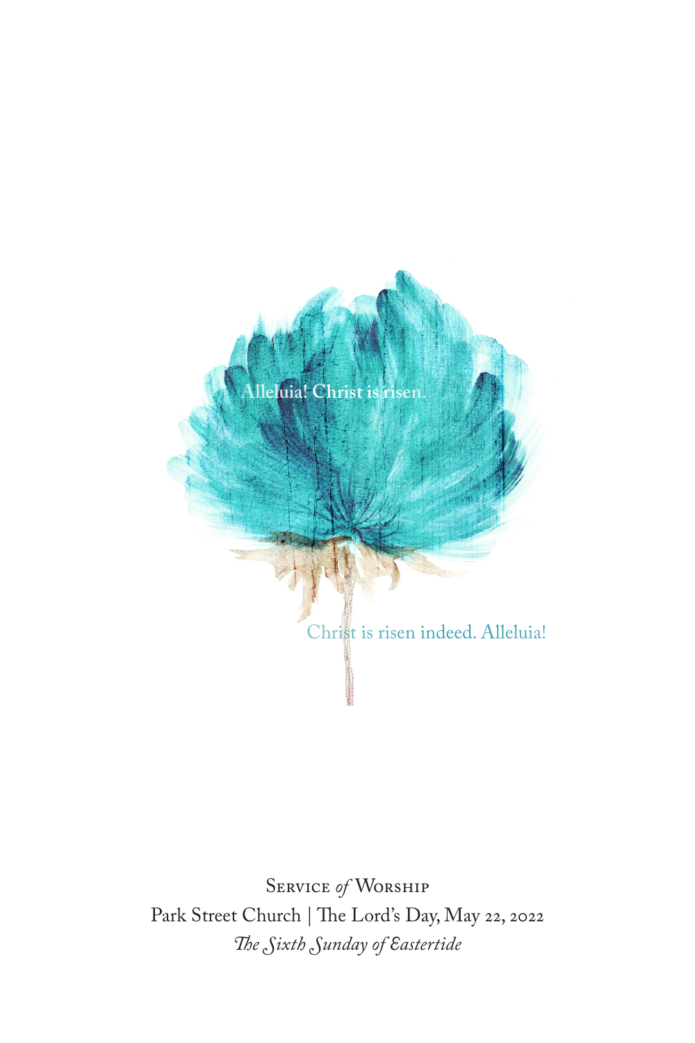Alleluia! Christ is risen.

Christ is risen indeed. Alleluia!

Service *of* Worship

Park Street Church | The Lord's Day, May 22, 2022

*The Sixth Sunday of Eastertide*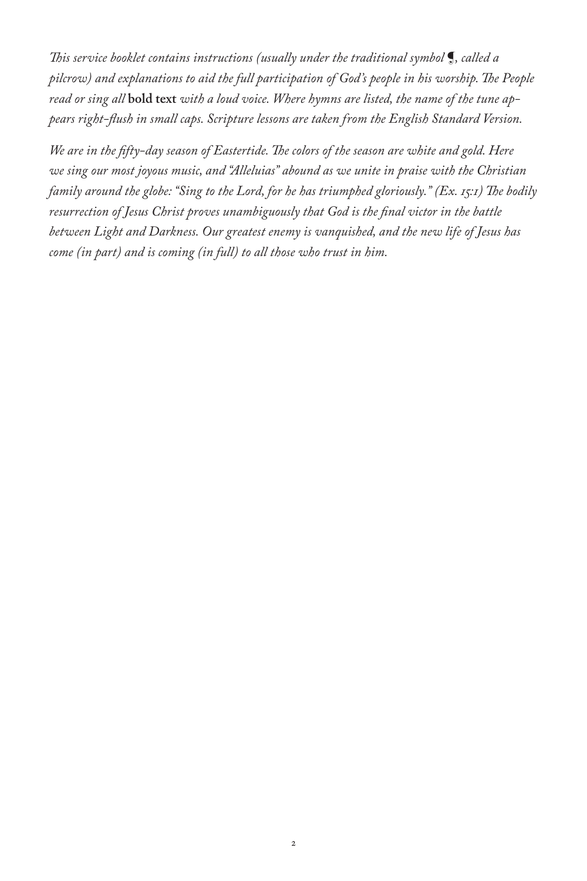*This service booklet contains instructions (usually under the traditional symbol ¶, called a pilcrow) and explanations to aid the full participation of God's people in his worship. The People read or sing all* **bold text** *with a loud voice. Where hymns are listed, the name of the tune appears right-flush in small caps. Scripture lessons are taken from the English Standard Version.*

*We are in the fifty-day season of Eastertide. The colors of the season are white and gold. Here we sing our most joyous music, and "Alleluias" abound as we unite in praise with the Christian family around the globe: "Sing to the Lord, for he has triumphed gloriously." (Ex. 15:1) The bodily resurrection of Jesus Christ proves unambiguously that God is the final victor in the battle between Light and Darkness. Our greatest enemy is vanquished, and the new life of Jesus has come (in part) and is coming (in full) to all those who trust in him.*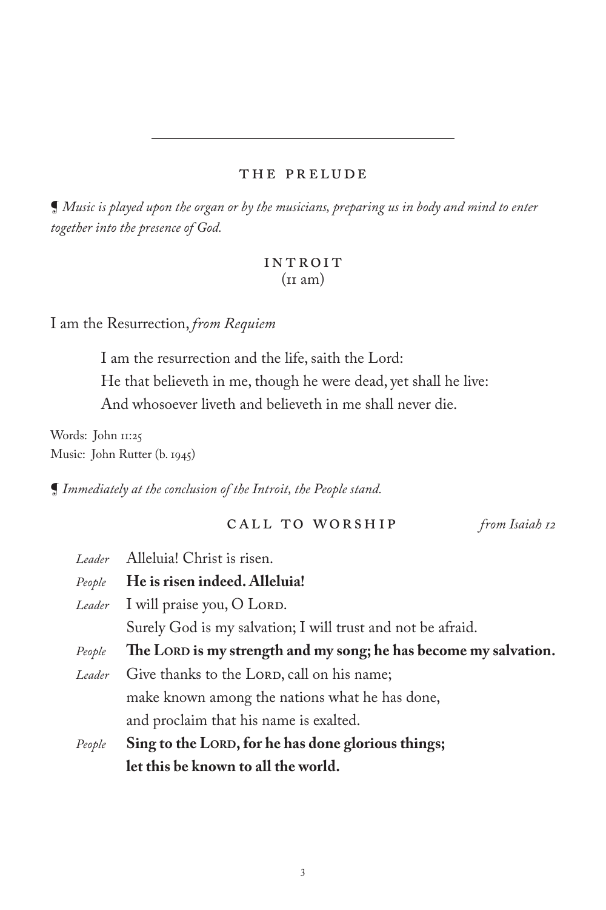---

## THE PRELUDE

¶ *Music is played upon the organ or by the musicians, preparing us in body and mind to enter together into the presence of God.*

## INTROIT
(11 am)

I am the Resurrection, *from Requiem*

> I am the resurrection and the life, saith the Lord:
> He that believeth in me, though he were dead, yet shall he live:
> And whosoever liveth and believeth in me shall never die.

Words: John 11:25
Music: John Rutter (b. 1945)

¶ *Immediately at the conclusion of the Introit, the People stand.*

## CALL TO WORSHIP *from Isaiah 12*

*Leader* Alleluia! Christ is risen.

*People* **He is risen indeed. Alleluia!**

*Leader* I will praise you, O Lord.
Surely God is my salvation; I will trust and not be afraid.

*People* **The Lord is my strength and my song; he has become my salvation.**

*Leader* Give thanks to the Lord, call on his name;
make known among the nations what he has done,
and proclaim that his name is exalted.

*People* **Sing to the Lord, for he has done glorious things;**
**let this be known to all the world.**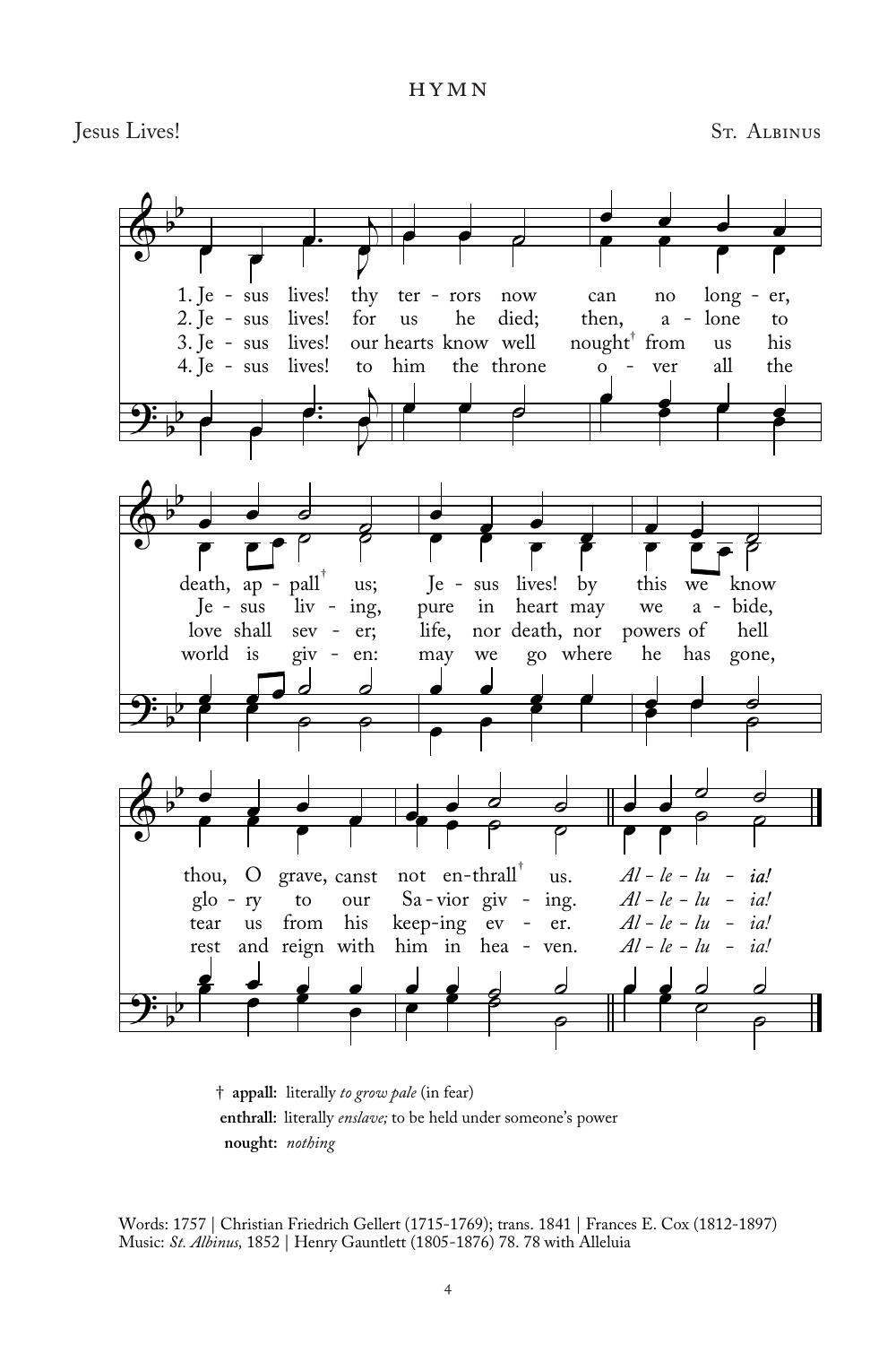## HYMN

Jesus Lives! — St. Albinus

1. Je - sus lives! thy ter - rors now can no long - er, death, ap - pall† us; Je - sus lives! by this we know thou, O grave, canst not en-thrall† us. *Al - le - lu - ia!*

2. Je - sus lives! for us he died; then, a - lone to Je - sus liv - ing, pure in heart may we a - bide, glo - ry to our Sa - vior giv - ing. *Al - le - lu - ia!*

3. Je - sus lives! our hearts know well nought† from us his love shall sev - er; life, nor death, nor powers of hell tear us from his keep-ing ev - er. *Al - le - lu - ia!*

4. Je - sus lives! to him the throne o - ver all the world is giv - en: may we go where he has gone, rest and reign with him in hea - ven. *Al - le - lu - ia!*

† **appall:** literally *to grow pale* (in fear)
**enthrall:** literally *enslave;* to be held under someone's power
**nought:** *nothing*

Words: 1757 | Christian Friedrich Gellert (1715-1769); trans. 1841 | Frances E. Cox (1812-1897)
Music: *St. Albinus,* 1852 | Henry Gauntlett (1805-1876) 78. 78 with Alleluia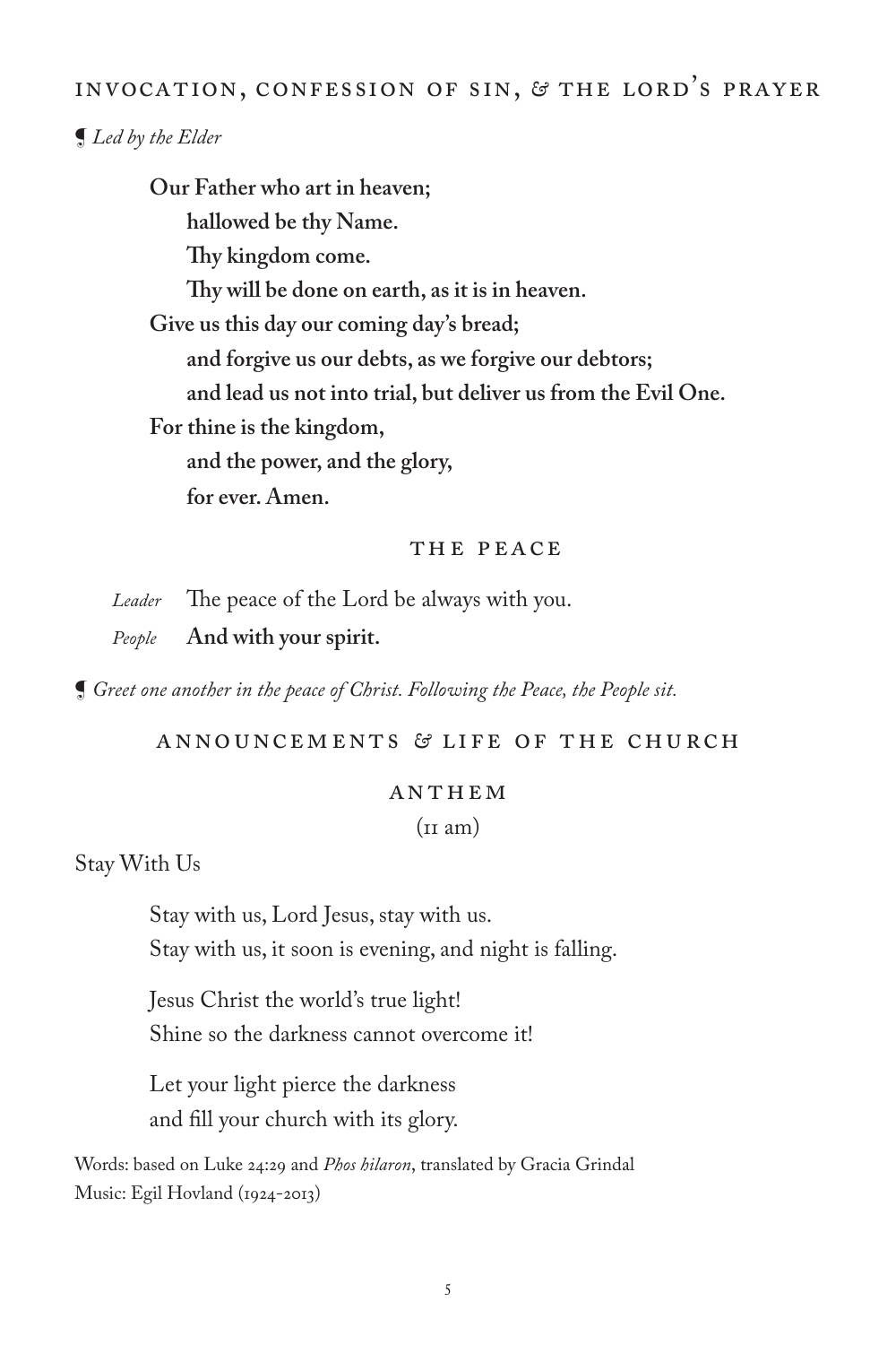## INVOCATION, CONFESSION OF SIN, & THE LORD'S PRAYER

¶ *Led by the Elder*

**Our Father who art in heaven;**
**hallowed be thy Name.**
**Thy kingdom come.**
**Thy will be done on earth, as it is in heaven.**
**Give us this day our coming day's bread;**
**and forgive us our debts, as we forgive our debtors;**
**and lead us not into trial, but deliver us from the Evil One.**
**For thine is the kingdom,**
**and the power, and the glory,**
**for ever. Amen.**

## THE PEACE

*Leader* The peace of the Lord be always with you.

*People* **And with your spirit.**

¶ *Greet one another in the peace of Christ. Following the Peace, the People sit.*

## ANNOUNCEMENTS & LIFE OF THE CHURCH

## ANTHEM

(11 am)

Stay With Us

Stay with us, Lord Jesus, stay with us.
Stay with us, it soon is evening, and night is falling.

Jesus Christ the world's true light!
Shine so the darkness cannot overcome it!

Let your light pierce the darkness
and fill your church with its glory.

Words: based on Luke 24:29 and *Phos hilaron*, translated by Gracia Grindal
Music: Egil Hovland (1924-2013)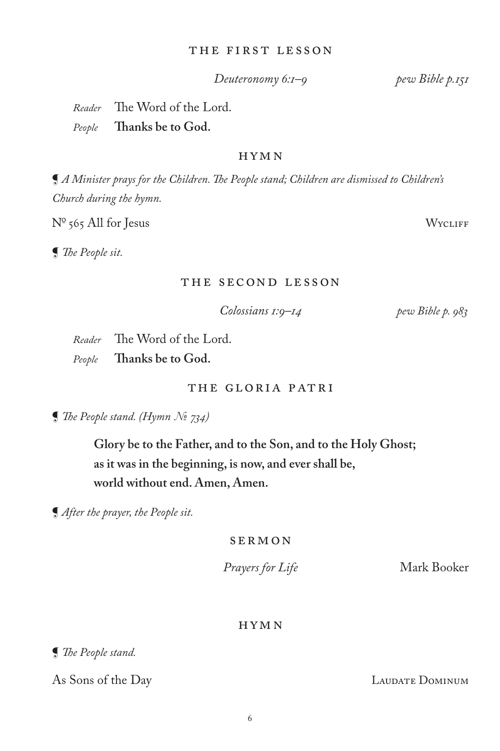## THE FIRST LESSON

*Deuteronomy 6:1–9* *pew Bible p.151*

*Reader* The Word of the Lord.

*People* **Thanks be to God.**

## HYMN

❡ *A Minister prays for the Children. The People stand; Children are dismissed to Children's Church during the hymn.*

Nº 565 All for Jesus WYCLIFF

❡ *The People sit.*

## THE SECOND LESSON

*Colossians 1:9–14* *pew Bible p. 983*

*Reader* The Word of the Lord.

*People* **Thanks be to God.**

## THE GLORIA PATRI

❡ *The People stand. (Hymn № 734)*

**Glory be to the Father, and to the Son, and to the Holy Ghost;**
**as it was in the beginning, is now, and ever shall be,**
**world without end. Amen, Amen.**

❡ *After the prayer, the People sit.*

## SERMON

*Prayers for Life* Mark Booker

## HYMN

❡ *The People stand.*

As Sons of the Day LAUDATE DOMINUM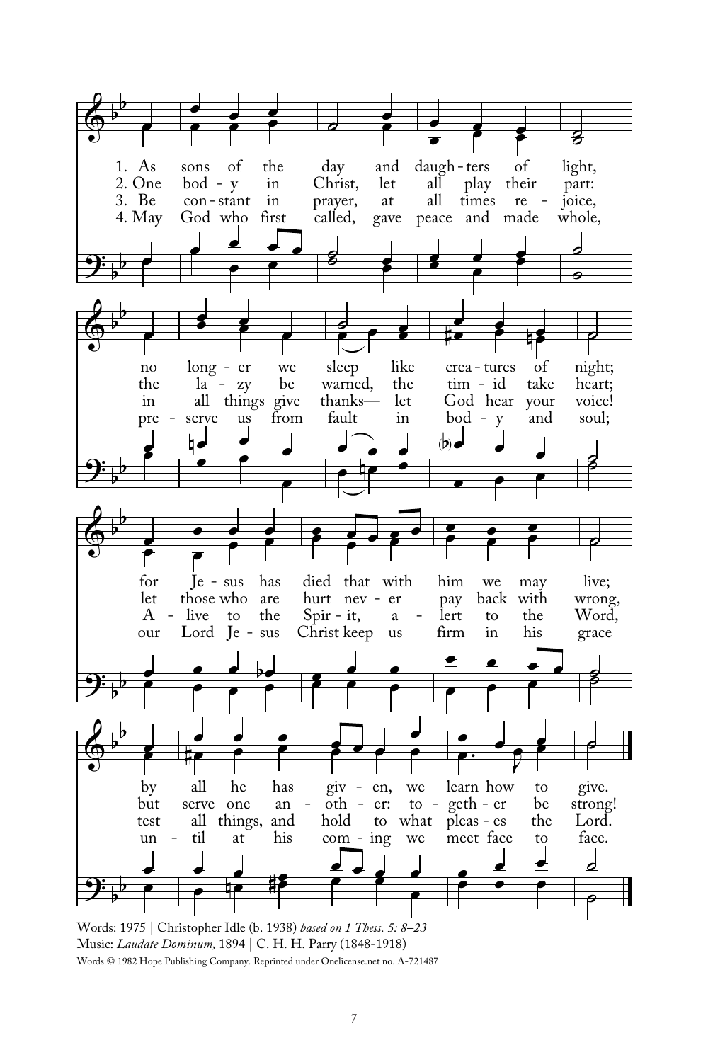1. As sons of the day and daughters of light,
no longer we sleep like creatures of night;
for Jesus has died that with him we may live;
by all he has given, we learn how to give.

2. One body in Christ, let all play their part:
the lazy be warned, the timid take heart;
let those who are hurt never pay back with wrong,
but serve one another: together be strong!

3. Be constant in prayer, at all times rejoice,
in all things give thanks— let God hear your voice!
Alive to the Spirit, alert to the Word,
test all things, and hold to what pleases the Lord.

4. May God who first called, gave peace and made whole,
preserve us from fault in body and soul;
our Lord Jesus Christ keep us firm in his grace
until at his coming we meet face to face.

Words: 1975 | Christopher Idle (b. 1938) *based on 1 Thess. 5: 8–23*
Music: *Laudate Dominum,* 1894 | C. H. H. Parry (1848-1918)
Words © 1982 Hope Publishing Company. Reprinted under Onelicense.net no. A-721487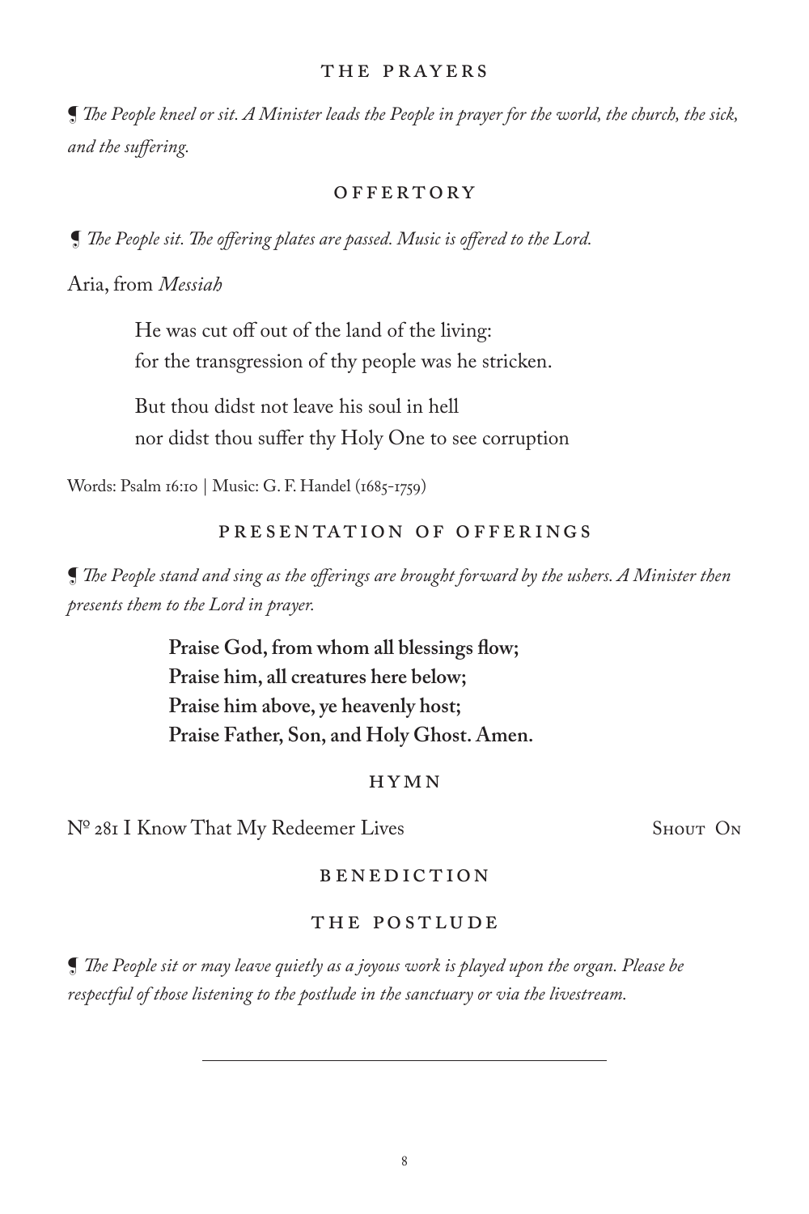## THE PRAYERS

*¶ The People kneel or sit. A Minister leads the People in prayer for the world, the church, the sick, and the suffering.*

## OFFERTORY

*¶ The People sit. The offering plates are passed. Music is offered to the Lord.*

Aria, from *Messiah*

> He was cut off out of the land of the living:
> for the transgression of thy people was he stricken.
>
> But thou didst not leave his soul in hell
> nor didst thou suffer thy Holy One to see corruption

Words: Psalm 16:10 | Music: G. F. Handel (1685-1759)

## PRESENTATION OF OFFERINGS

*¶ The People stand and sing as the offerings are brought forward by the ushers. A Minister then presents them to the Lord in prayer.*

> **Praise God, from whom all blessings flow;**
> **Praise him, all creatures here below;**
> **Praise him above, ye heavenly host;**
> **Praise Father, Son, and Holy Ghost. Amen.**

## HYMN

Nº 281 I Know That My Redeemer Lives — SHOUT ON

## BENEDICTION

## THE POSTLUDE

*¶ The People sit or may leave quietly as a joyous work is played upon the organ. Please be respectful of those listening to the postlude in the sanctuary or via the livestream.*

---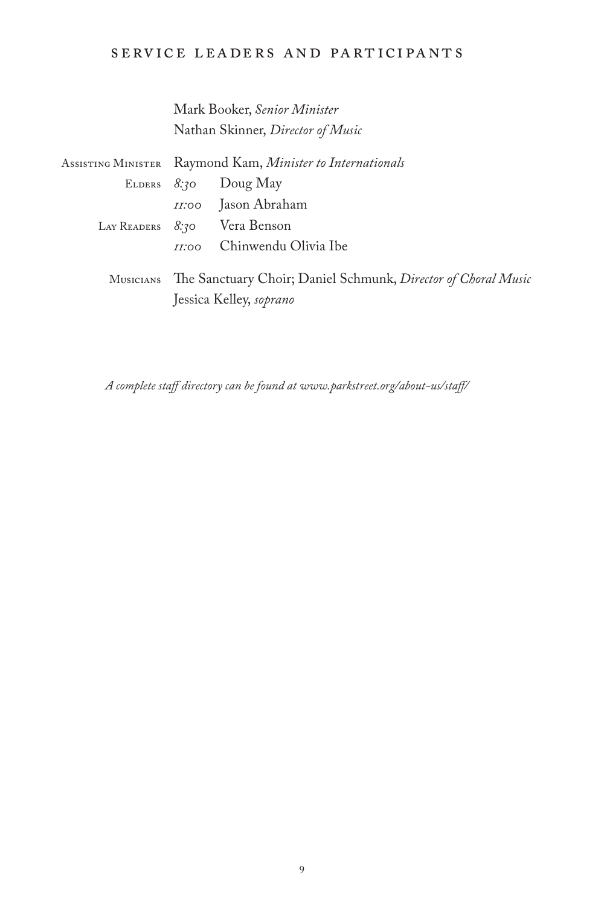## SERVICE LEADERS AND PARTICIPANTS

Mark Booker, *Senior Minister*
Nathan Skinner, *Director of Music*

| | | |
|---|---|---|
| ASSISTING MINISTER | Raymond Kam, *Minister to Internationals* | |
| ELDERS | *8:30* | Doug May |
| | *11:00* | Jason Abraham |
| LAY READERS | *8:30* | Vera Benson |
| | *11:00* | Chinwendu Olivia Ibe |
| MUSICIANS | The Sanctuary Choir; Daniel Schmunk, *Director of Choral Music* | |
| | Jessica Kelley, *soprano* | |

*A complete staff directory can be found at www.parkstreet.org/about-us/staff/*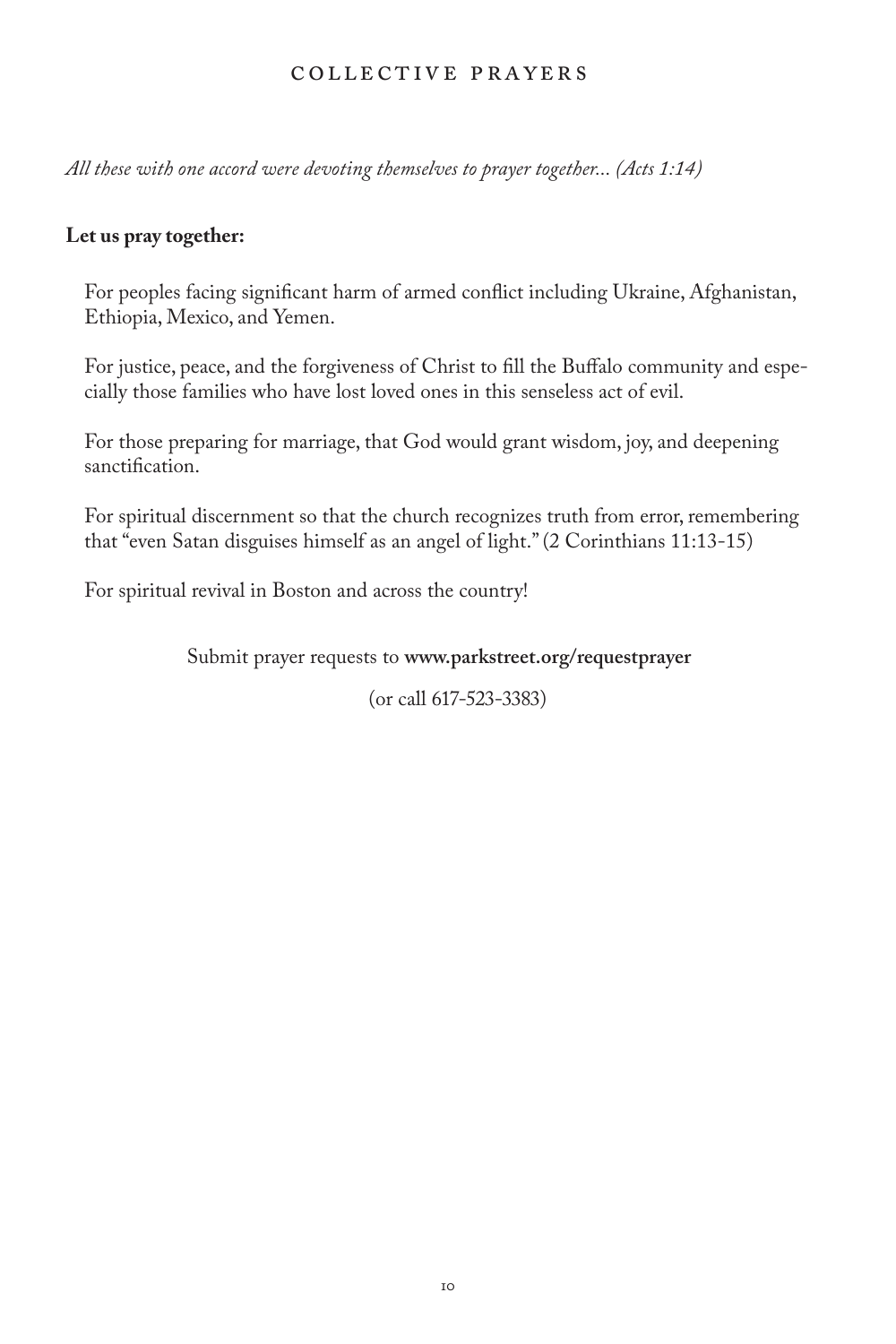# COLLECTIVE PRAYERS

*All these with one accord were devoting themselves to prayer together... (Acts 1:14)*

**Let us pray together:**

For peoples facing significant harm of armed conflict including Ukraine, Afghanistan, Ethiopia, Mexico, and Yemen.

For justice, peace, and the forgiveness of Christ to fill the Buffalo community and especially those families who have lost loved ones in this senseless act of evil.

For those preparing for marriage, that God would grant wisdom, joy, and deepening sanctification.

For spiritual discernment so that the church recognizes truth from error, remembering that "even Satan disguises himself as an angel of light." (2 Corinthians 11:13-15)

For spiritual revival in Boston and across the country!

Submit prayer requests to **www.parkstreet.org/requestprayer**

(or call 617-523-3383)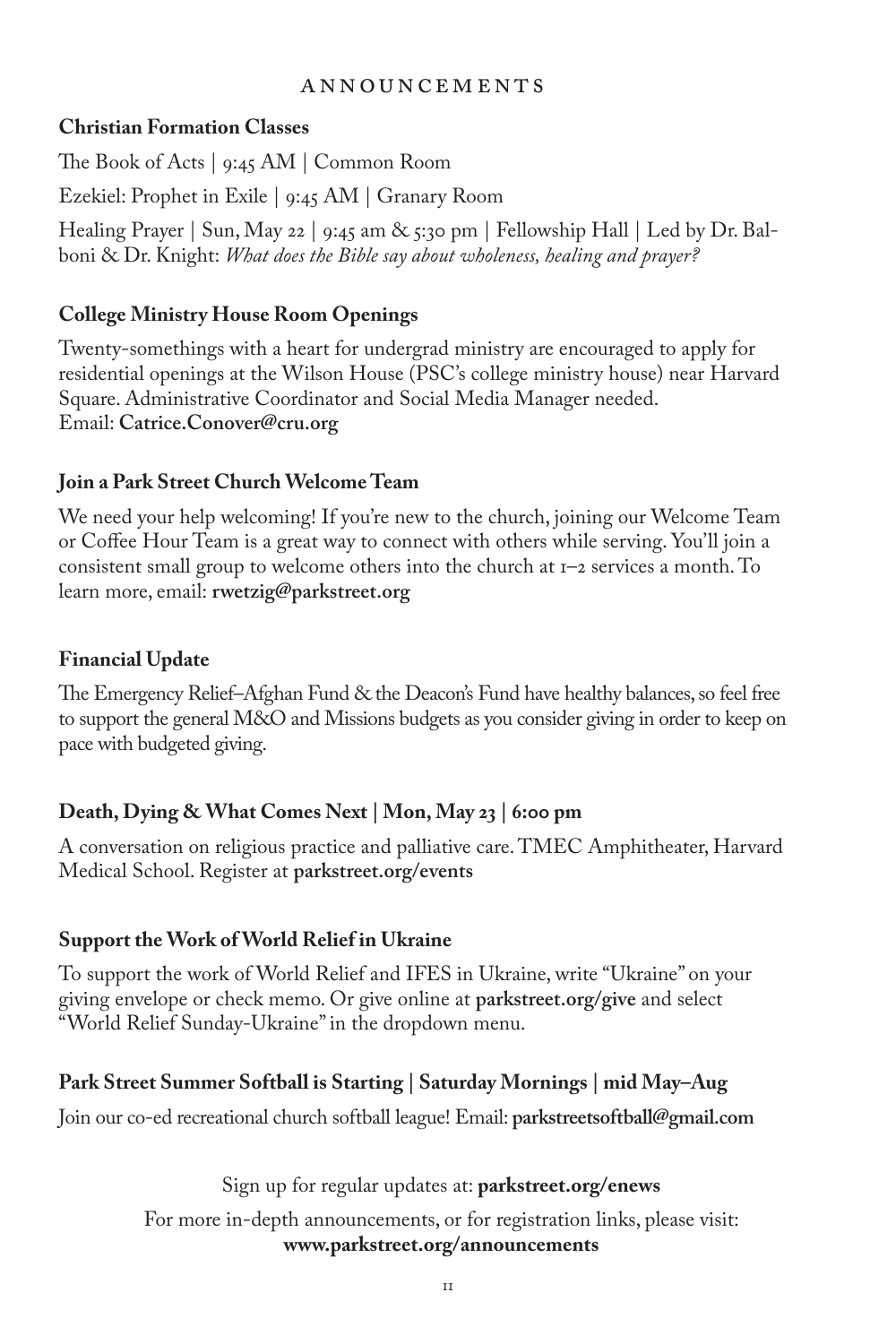# ANNOUNCEMENTS

**Christian Formation Classes**

The Book of Acts | 9:45 AM | Common Room

Ezekiel: Prophet in Exile | 9:45 AM | Granary Room

Healing Prayer | Sun, May 22 | 9:45 am & 5:30 pm | Fellowship Hall | Led by Dr. Balboni & Dr. Knight: *What does the Bible say about wholeness, healing and prayer?*

**College Ministry House Room Openings**

Twenty-somethings with a heart for undergrad ministry are encouraged to apply for residential openings at the Wilson House (PSC's college ministry house) near Harvard Square. Administrative Coordinator and Social Media Manager needed.
Email: **Catrice.Conover@cru.org**

**Join a Park Street Church Welcome Team**

We need your help welcoming! If you're new to the church, joining our Welcome Team or Coffee Hour Team is a great way to connect with others while serving. You'll join a consistent small group to welcome others into the church at 1–2 services a month. To learn more, email: **rwetzig@parkstreet.org**

**Financial Update**

The Emergency Relief–Afghan Fund & the Deacon's Fund have healthy balances, so feel free to support the general M&O and Missions budgets as you consider giving in order to keep on pace with budgeted giving.

**Death, Dying & What Comes Next | Mon, May 23 | 6:00 pm**

A conversation on religious practice and palliative care. TMEC Amphitheater, Harvard Medical School. Register at **parkstreet.org/events**

**Support the Work of World Relief in Ukraine**

To support the work of World Relief and IFES in Ukraine, write "Ukraine" on your giving envelope or check memo. Or give online at **parkstreet.org/give** and select "World Relief Sunday-Ukraine" in the dropdown menu.

**Park Street Summer Softball is Starting | Saturday Mornings | mid May–Aug**

Join our co-ed recreational church softball league! Email: **parkstreetsoftball@gmail.com**

Sign up for regular updates at: **parkstreet.org/enews**

For more in-depth announcements, or for registration links, please visit:
**www.parkstreet.org/announcements**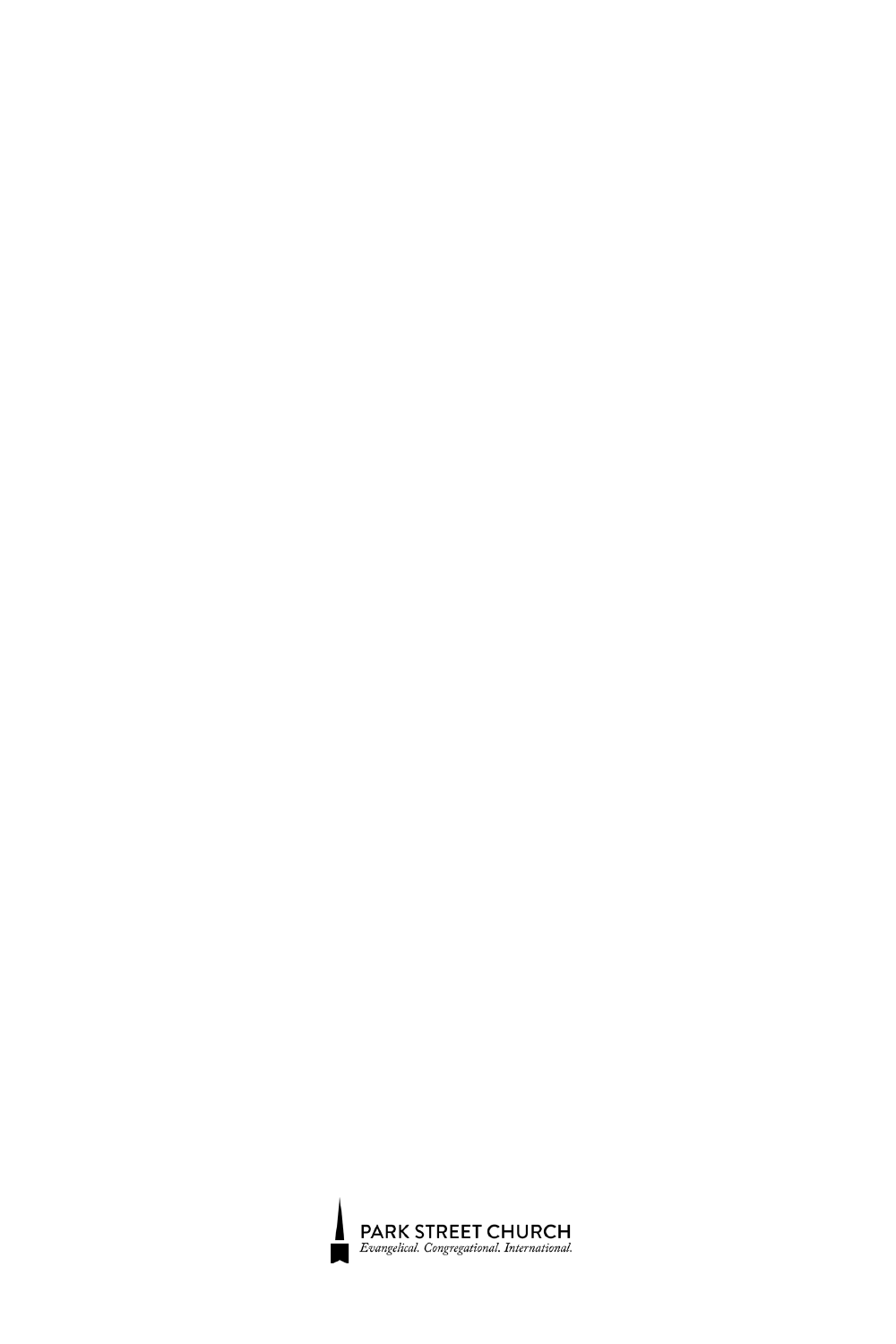PARK STREET CHURCH

*Evangelical. Congregational. International.*